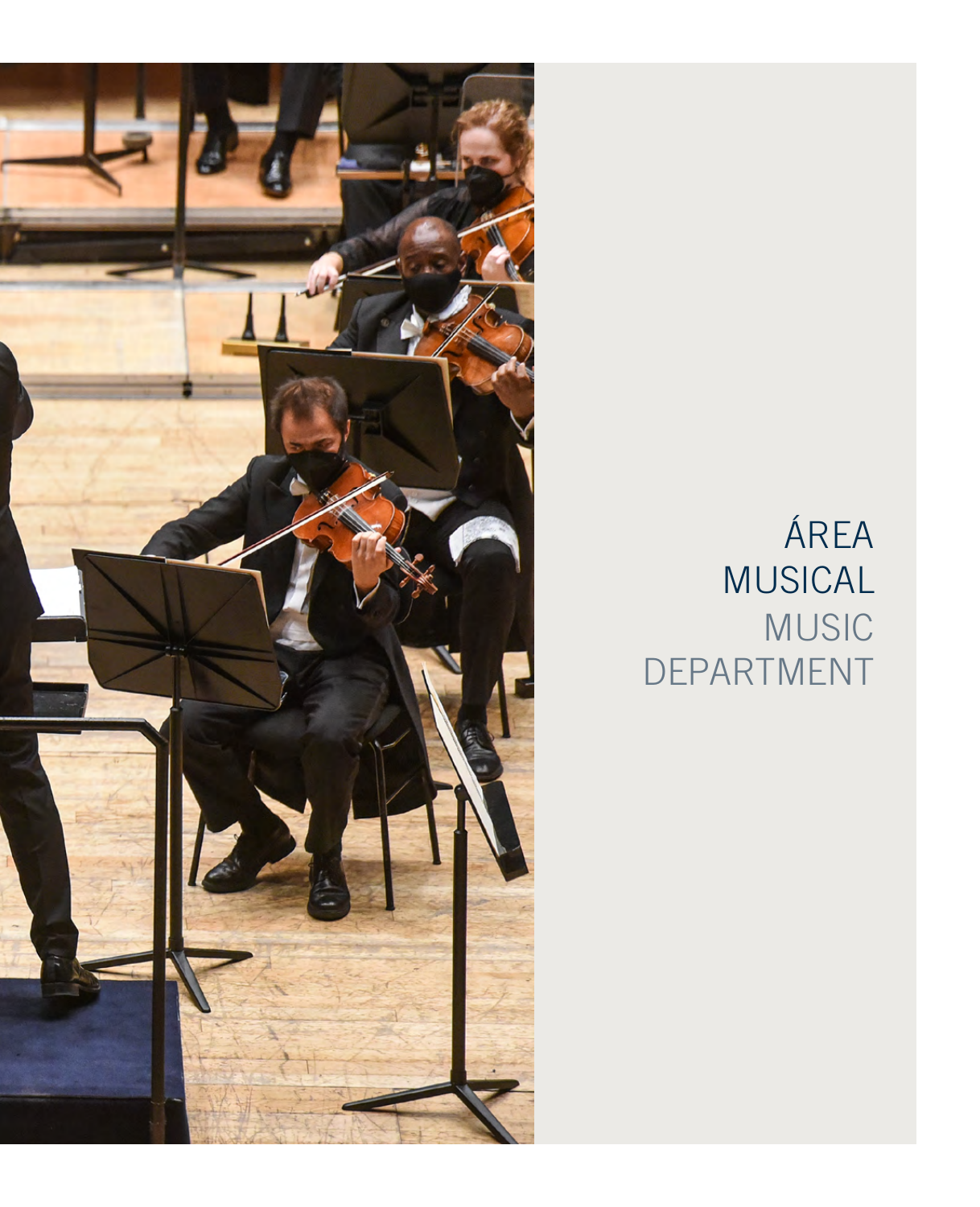# ÁREA MUSICAL
## MUSIC DEPARTMENT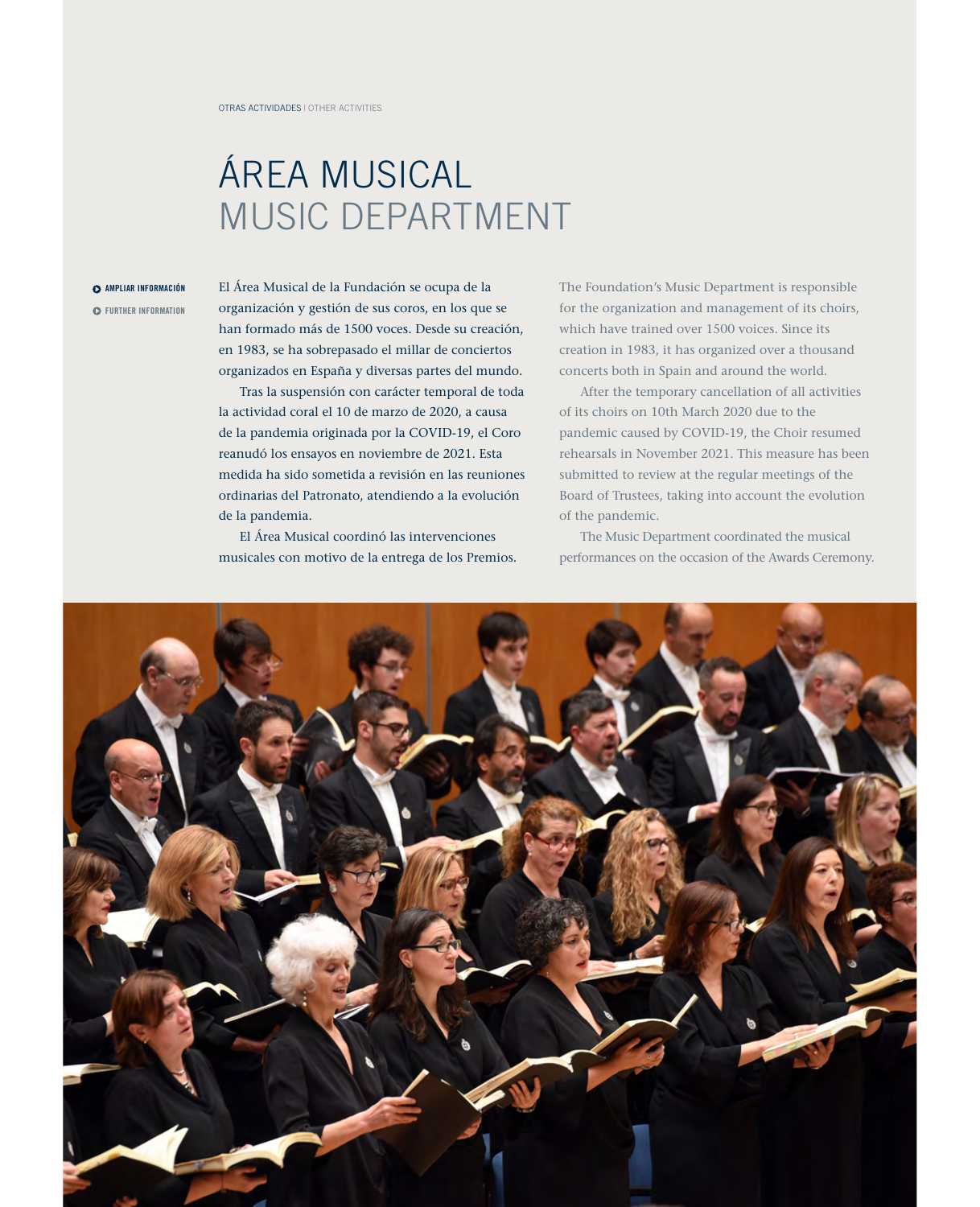OTRAS ACTIVIDADES | OTHER ACTIVITIES

# ÁREA MUSICAL
# MUSIC DEPARTMENT

AMPLIAR INFORMACIÓN

FURTHER INFORMATION

El Área Musical de la Fundación se ocupa de la organización y gestión de sus coros, en los que se han formado más de 1500 voces. Desde su creación, en 1983, se ha sobrepasado el millar de conciertos organizados en España y diversas partes del mundo.

Tras la suspensión con carácter temporal de toda la actividad coral el 10 de marzo de 2020, a causa de la pandemia originada por la COVID-19, el Coro reanudó los ensayos en noviembre de 2021. Esta medida ha sido sometida a revisión en las reuniones ordinarias del Patronato, atendiendo a la evolución de la pandemia.

El Área Musical coordinó las intervenciones musicales con motivo de la entrega de los Premios.

The Foundation's Music Department is responsible for the organization and management of its choirs, which have trained over 1500 voices. Since its creation in 1983, it has organized over a thousand concerts both in Spain and around the world.

After the temporary cancellation of all activities of its choirs on 10th March 2020 due to the pandemic caused by COVID-19, the Choir resumed rehearsals in November 2021. This measure has been submitted to review at the regular meetings of the Board of Trustees, taking into account the evolution of the pandemic.

The Music Department coordinated the musical performances on the occasion of the Awards Ceremony.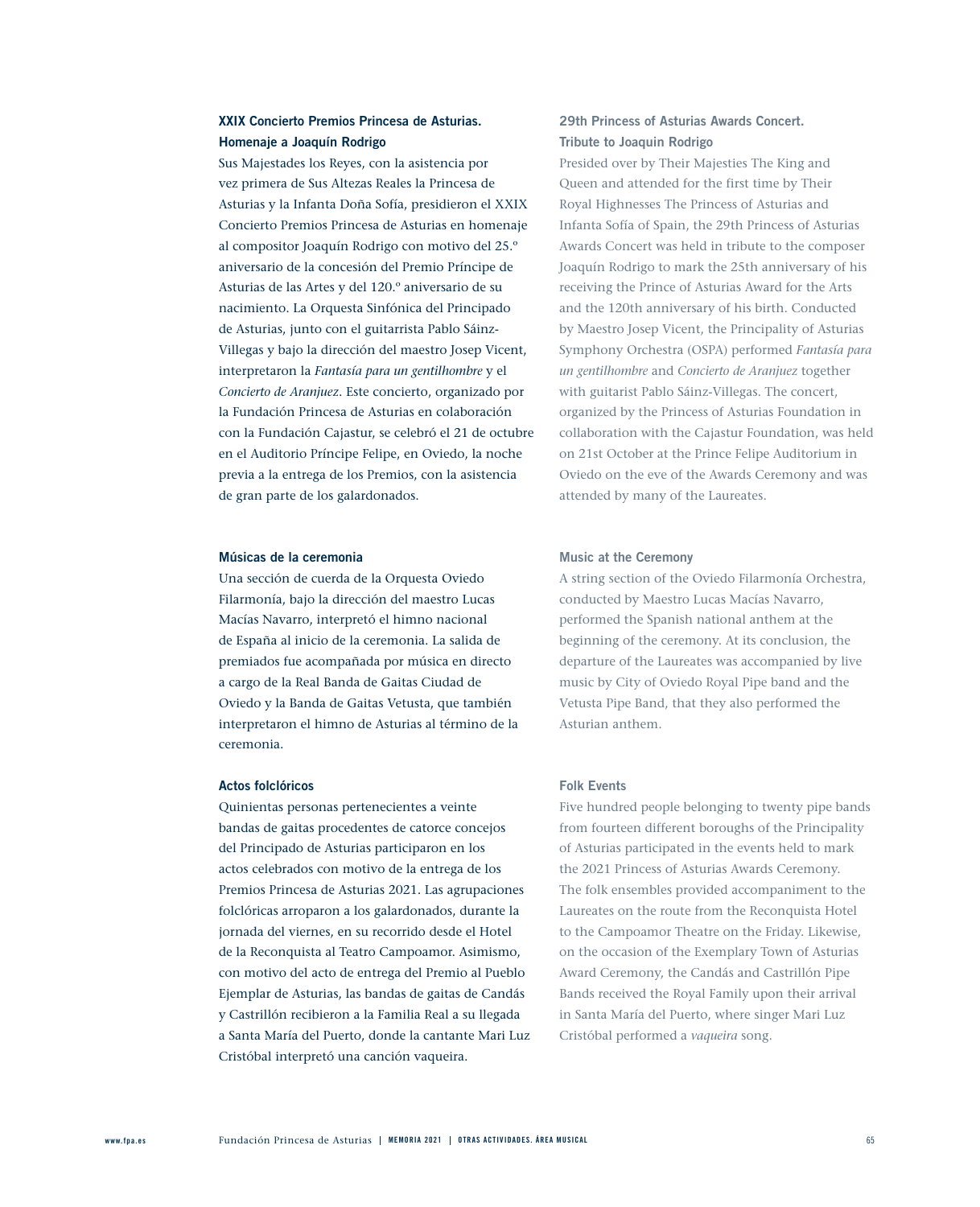### XXIX Concierto Premios Princesa de Asturias. Homenaje a Joaquín Rodrigo

Sus Majestades los Reyes, con la asistencia por vez primera de Sus Altezas Reales la Princesa de Asturias y la Infanta Doña Sofía, presidieron el XXIX Concierto Premios Princesa de Asturias en homenaje al compositor Joaquín Rodrigo con motivo del 25.º aniversario de la concesión del Premio Príncipe de Asturias de las Artes y del 120.º aniversario de su nacimiento. La Orquesta Sinfónica del Principado de Asturias, junto con el guitarrista Pablo Sáinz-Villegas y bajo la dirección del maestro Josep Vicent, interpretaron la *Fantasía para un gentilhombre* y el *Concierto de Aranjuez*. Este concierto, organizado por la Fundación Princesa de Asturias en colaboración con la Fundación Cajastur, se celebró el 21 de octubre en el Auditorio Príncipe Felipe, en Oviedo, la noche previa a la entrega de los Premios, con la asistencia de gran parte de los galardonados.

### Músicas de la ceremonia

Una sección de cuerda de la Orquesta Oviedo Filarmonía, bajo la dirección del maestro Lucas Macías Navarro, interpretó el himno nacional de España al inicio de la ceremonia. La salida de premiados fue acompañada por música en directo a cargo de la Real Banda de Gaitas Ciudad de Oviedo y la Banda de Gaitas Vetusta, que también interpretaron el himno de Asturias al término de la ceremonia.

### Actos folclóricos

Quinientas personas pertenecientes a veinte bandas de gaitas procedentes de catorce concejos del Principado de Asturias participaron en los actos celebrados con motivo de la entrega de los Premios Princesa de Asturias 2021. Las agrupaciones folclóricas arroparon a los galardonados, durante la jornada del viernes, en su recorrido desde el Hotel de la Reconquista al Teatro Campoamor. Asimismo, con motivo del acto de entrega del Premio al Pueblo Ejemplar de Asturias, las bandas de gaitas de Candás y Castrillón recibieron a la Familia Real a su llegada a Santa María del Puerto, donde la cantante Mari Luz Cristóbal interpretó una canción vaqueira.

### 29th Princess of Asturias Awards Concert. Tribute to Joaquin Rodrigo

Presided over by Their Majesties The King and Queen and attended for the first time by Their Royal Highnesses The Princess of Asturias and Infanta Sofía of Spain, the 29th Princess of Asturias Awards Concert was held in tribute to the composer Joaquin Rodrigo to mark the 25th anniversary of his receiving the Prince of Asturias Award for the Arts and the 120th anniversary of his birth. Conducted by Maestro Josep Vicent, the Principality of Asturias Symphony Orchestra (OSPA) performed *Fantasía para un gentilhombre* and *Concierto de Aranjuez* together with guitarist Pablo Sáinz-Villegas. The concert, organized by the Princess of Asturias Foundation in collaboration with the Cajastur Foundation, was held on 21st October at the Prince Felipe Auditorium in Oviedo on the eve of the Awards Ceremony and was attended by many of the Laureates.

### Music at the Ceremony

A string section of the Oviedo Filarmonía Orchestra, conducted by Maestro Lucas Macías Navarro, performed the Spanish national anthem at the beginning of the ceremony. At its conclusion, the departure of the Laureates was accompanied by live music by City of Oviedo Royal Pipe band and the Vetusta Pipe Band, that they also performed the Asturian anthem.

### Folk Events

Five hundred people belonging to twenty pipe bands from fourteen different boroughs of the Principality of Asturias participated in the events held to mark the 2021 Princess of Asturias Awards Ceremony. The folk ensembles provided accompaniment to the Laureates on the route from the Reconquista Hotel to the Campoamor Theatre on the Friday. Likewise, on the occasion of the Exemplary Town of Asturias Award Ceremony, the Candás and Castrillón Pipe Bands received the Royal Family upon their arrival in Santa María del Puerto, where singer Mari Luz Cristóbal performed a *vaqueira* song.